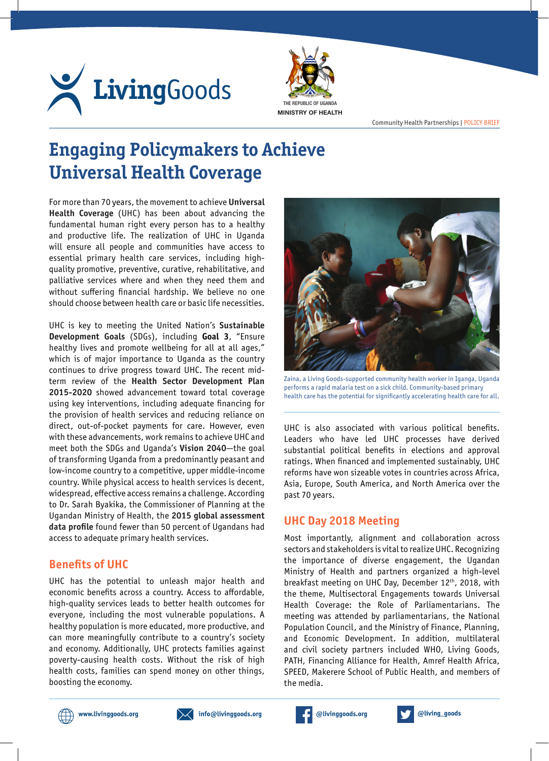LivingGoods

THE REPUBLIC OF UGANDA
MINISTRY OF HEALTH

Community Health Partnerships | POLICY BRIEF

# Engaging Policymakers to Achieve Universal Health Coverage

For more than 70 years, the movement to achieve **Universal Health Coverage** (UHC) has been about advancing the fundamental human right every person has to a healthy and productive life. The realization of UHC in Uganda will ensure all people and communities have access to essential primary health care services, including high-quality promotive, preventive, curative, rehabilitative, and palliative services where and when they need them and without suffering financial hardship. We believe no one should choose between health care or basic life necessities.

UHC is key to meeting the United Nation's **Sustainable Development Goals** (SDGs), including **Goal 3**, "Ensure healthy lives and promote wellbeing for all at all ages," which is of major importance to Uganda as the country continues to drive progress toward UHC. The recent mid-term review of the **Health Sector Development Plan 2015-2020** showed advancement toward total coverage using key interventions, including adequate financing for the provision of health services and reducing reliance on direct, out-of-pocket payments for care. However, even with these advancements, work remains to achieve UHC and meet both the SDGs and Uganda's **Vision 2040**—the goal of transforming Uganda from a predominantly peasant and low-income country to a competitive, upper middle-income country. While physical access to health services is decent, widespread, effective access remains a challenge. According to Dr. Sarah Byakika, the Commissioner of Planning at the Ugandan Ministry of Health, the **2015 global assessment data profile** found fewer than 50 percent of Ugandans had access to adequate primary health services.

## Benefits of UHC

UHC has the potential to unleash major health and economic benefits across a country. Access to affordable, high-quality services leads to better health outcomes for everyone, including the most vulnerable populations. A healthy population is more educated, more productive, and can more meaningfully contribute to a country's society and economy. Additionally, UHC protects families against poverty-causing health costs. Without the risk of high health costs, families can spend money on other things, boosting the economy.

Zaina, a Living Goods-supported community health worker in Iganga, Uganda performs a rapid malaria test on a sick child. Community-based primary health care has the potential for significantly accelerating health care for all.

UHC is also associated with various political benefits. Leaders who have led UHC processes have derived substantial political benefits in elections and approval ratings. When financed and implemented sustainably, UHC reforms have won sizeable votes in countries across Africa, Asia, Europe, South America, and North America over the past 70 years.

## UHC Day 2018 Meeting

Most importantly, alignment and collaboration across sectors and stakeholders is vital to realize UHC. Recognizing the importance of diverse engagement, the Ugandan Ministry of Health and partners organized a high-level breakfast meeting on UHC Day, December 12th, 2018, with the theme, Multisectoral Engagements towards Universal Health Coverage: the Role of Parliamentarians. The meeting was attended by parliamentarians, the National Population Council, and the Ministry of Finance, Planning, and Economic Development. In addition, multilateral and civil society partners included WHO, Living Goods, PATH, Financing Alliance for Health, Amref Health Africa, SPEED, Makerere School of Public Health, and members of the media.

www.livinggoods.org | info@livinggoods.org | @livinggoods.org | @living_goods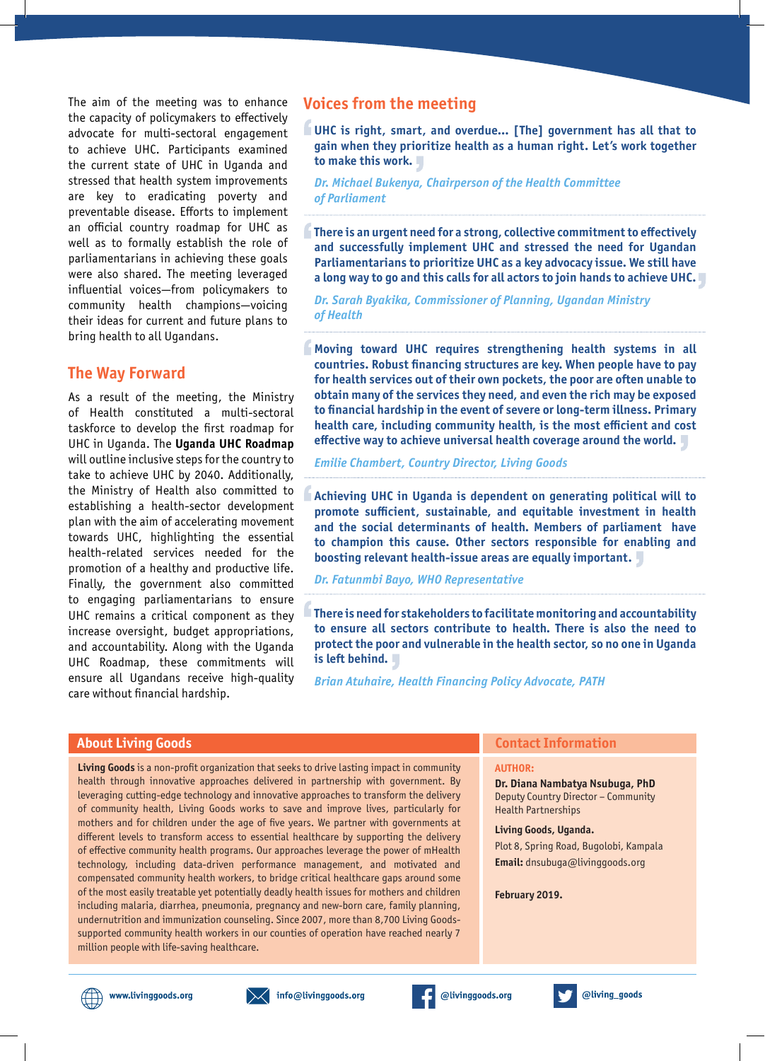The aim of the meeting was to enhance the capacity of policymakers to effectively advocate for multi-sectoral engagement to achieve UHC. Participants examined the current state of UHC in Uganda and stressed that health system improvements are key to eradicating poverty and preventable disease. Efforts to implement an official country roadmap for UHC as well as to formally establish the role of parliamentarians in achieving these goals were also shared. The meeting leveraged influential voices—from policymakers to community health champions—voicing their ideas for current and future plans to bring health to all Ugandans.

## The Way Forward

As a result of the meeting, the Ministry of Health constituted a multi-sectoral taskforce to develop the first roadmap for UHC in Uganda. The **Uganda UHC Roadmap** will outline inclusive steps for the country to take to achieve UHC by 2040. Additionally, the Ministry of Health also committed to establishing a health-sector development plan with the aim of accelerating movement towards UHC, highlighting the essential health-related services needed for the promotion of a healthy and productive life. Finally, the government also committed to engaging parliamentarians to ensure UHC remains a critical component as they increase oversight, budget appropriations, and accountability. Along with the Uganda UHC Roadmap, these commitments will ensure all Ugandans receive high-quality care without financial hardship.

## Voices from the meeting

**UHC is right, smart, and overdue... [The] government has all that to gain when they prioritize health as a human right. Let's work together to make this work.**

*Dr. Michael Bukenya, Chairperson of the Health Committee of Parliament*

**There is an urgent need for a strong, collective commitment to effectively and successfully implement UHC and stressed the need for Ugandan Parliamentarians to prioritize UHC as a key advocacy issue. We still have a long way to go and this calls for all actors to join hands to achieve UHC.**

*Dr. Sarah Byakika, Commissioner of Planning, Ugandan Ministry of Health*

**Moving toward UHC requires strengthening health systems in all countries. Robust financing structures are key. When people have to pay for health services out of their own pockets, the poor are often unable to obtain many of the services they need, and even the rich may be exposed to financial hardship in the event of severe or long-term illness. Primary health care, including community health, is the most efficient and cost effective way to achieve universal health coverage around the world.**

*Emilie Chambert, Country Director, Living Goods*

**Achieving UHC in Uganda is dependent on generating political will to promote sufficient, sustainable, and equitable investment in health and the social determinants of health. Members of parliament have to champion this cause. Other sectors responsible for enabling and boosting relevant health-issue areas are equally important.**

*Dr. Fatunmbi Bayo, WHO Representative*

**There is need for stakeholders to facilitate monitoring and accountability to ensure all sectors contribute to health. There is also the need to protect the poor and vulnerable in the health sector, so no one in Uganda is left behind.**

*Brian Atuhaire, Health Financing Policy Advocate, PATH*

## About Living Goods

**Living Goods** is a non-profit organization that seeks to drive lasting impact in community health through innovative approaches delivered in partnership with government. By leveraging cutting-edge technology and innovative approaches to transform the delivery of community health, Living Goods works to save and improve lives, particularly for mothers and for children under the age of five years. We partner with governments at different levels to transform access to essential healthcare by supporting the delivery of effective community health programs. Our approaches leverage the power of mHealth technology, including data-driven performance management, and motivated and compensated community health workers, to bridge critical healthcare gaps around some of the most easily treatable yet potentially deadly health issues for mothers and children including malaria, diarrhea, pneumonia, pregnancy and new-born care, family planning, undernutrition and immunization counseling. Since 2007, more than 8,700 Living Goods-supported community health workers in our counties of operation have reached nearly 7 million people with life-saving healthcare.

## Contact Information

AUTHOR:

**Dr. Diana Nambatya Nsubuga, PhD**
Deputy Country Director – Community Health Partnerships

**Living Goods, Uganda.**
Plot 8, Spring Road, Bugolobi, Kampala
**Email:** dnsubuga@livinggoods.org

**February 2019.**

www.livinggoods.org | info@livinggoods.org | @livinggoods.org | @living_goods